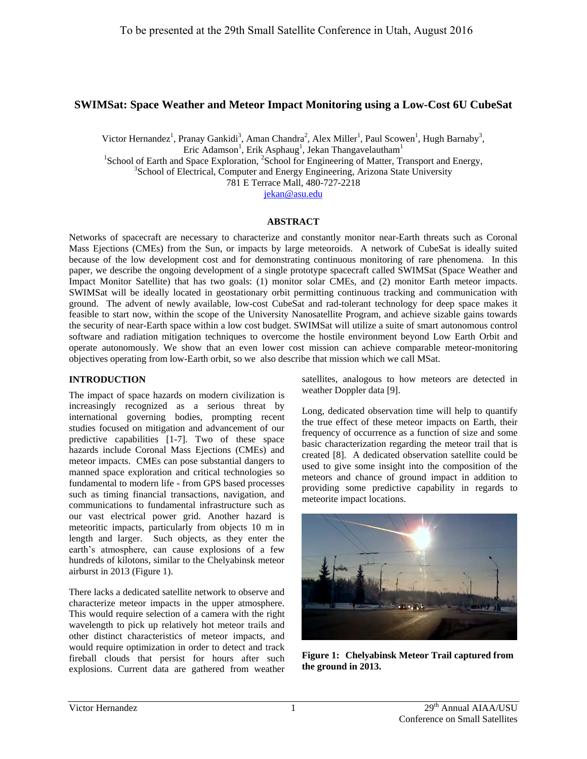To be presented at the 29th Small Satellite Conference in Utah, August 2016

# SWIMSat: Space Weather and Meteor Impact Monitoring using a Low-Cost 6U CubeSat

Victor Hernandez[1], Pranay Gankidi[3], Aman Chandra[2], Alex Miller[1], Paul Scowen[1], Hugh Barnaby[3], Eric Adamson[1], Erik Asphaug[1], Jekan Thangavelautham[1]

[1]School of Earth and Space Exploration, [2]School for Engineering of Matter, Transport and Energy, [3]School of Electrical, Computer and Energy Engineering, Arizona State University
781 E Terrace Mall, 480-727-2218
jekan@asu.edu

## ABSTRACT

Networks of spacecraft are necessary to characterize and constantly monitor near-Earth threats such as Coronal Mass Ejections (CMEs) from the Sun, or impacts by large meteoroids. A network of CubeSat is ideally suited because of the low development cost and for demonstrating continuous monitoring of rare phenomena. In this paper, we describe the ongoing development of a single prototype spacecraft called SWIMSat (Space Weather and Impact Monitor Satellite) that has two goals: (1) monitor solar CMEs, and (2) monitor Earth meteor impacts. SWIMSat will be ideally located in geostationary orbit permitting continuous tracking and communication with ground. The advent of newly available, low-cost CubeSat and rad-tolerant technology for deep space makes it feasible to start now, within the scope of the University Nanosatellite Program, and achieve sizable gains towards the security of near-Earth space within a low cost budget. SWIMSat will utilize a suite of smart autonomous control software and radiation mitigation techniques to overcome the hostile environment beyond Low Earth Orbit and operate autonomously. We show that an even lower cost mission can achieve comparable meteor-monitoring objectives operating from low-Earth orbit, so we also describe that mission which we call MSat.

## INTRODUCTION

The impact of space hazards on modern civilization is increasingly recognized as a serious threat by international governing bodies, prompting recent studies focused on mitigation and advancement of our predictive capabilities [1-7]. Two of these space hazards include Coronal Mass Ejections (CMEs) and meteor impacts. CMEs can pose substantial dangers to manned space exploration and critical technologies so fundamental to modern life - from GPS based processes such as timing financial transactions, navigation, and communications to fundamental infrastructure such as our vast electrical power grid. Another hazard is meteoritic impacts, particularly from objects 10 m in length and larger. Such objects, as they enter the earth's atmosphere, can cause explosions of a few hundreds of kilotons, similar to the Chelyabinsk meteor airburst in 2013 (Figure 1).

There lacks a dedicated satellite network to observe and characterize meteor impacts in the upper atmosphere. This would require selection of a camera with the right wavelength to pick up relatively hot meteor trails and other distinct characteristics of meteor impacts, and would require optimization in order to detect and track fireball clouds that persist for hours after such explosions. Current data are gathered from weather satellites, analogous to how meteors are detected in weather Doppler data [9].

Long, dedicated observation time will help to quantify the true effect of these meteor impacts on Earth, their frequency of occurrence as a function of size and some basic characterization regarding the meteor trail that is created [8]. A dedicated observation satellite could be used to give some insight into the composition of the meteors and chance of ground impact in addition to providing some predictive capability in regards to meteorite impact locations.

**Figure 1: Chelyabinsk Meteor Trail captured from the ground in 2013.**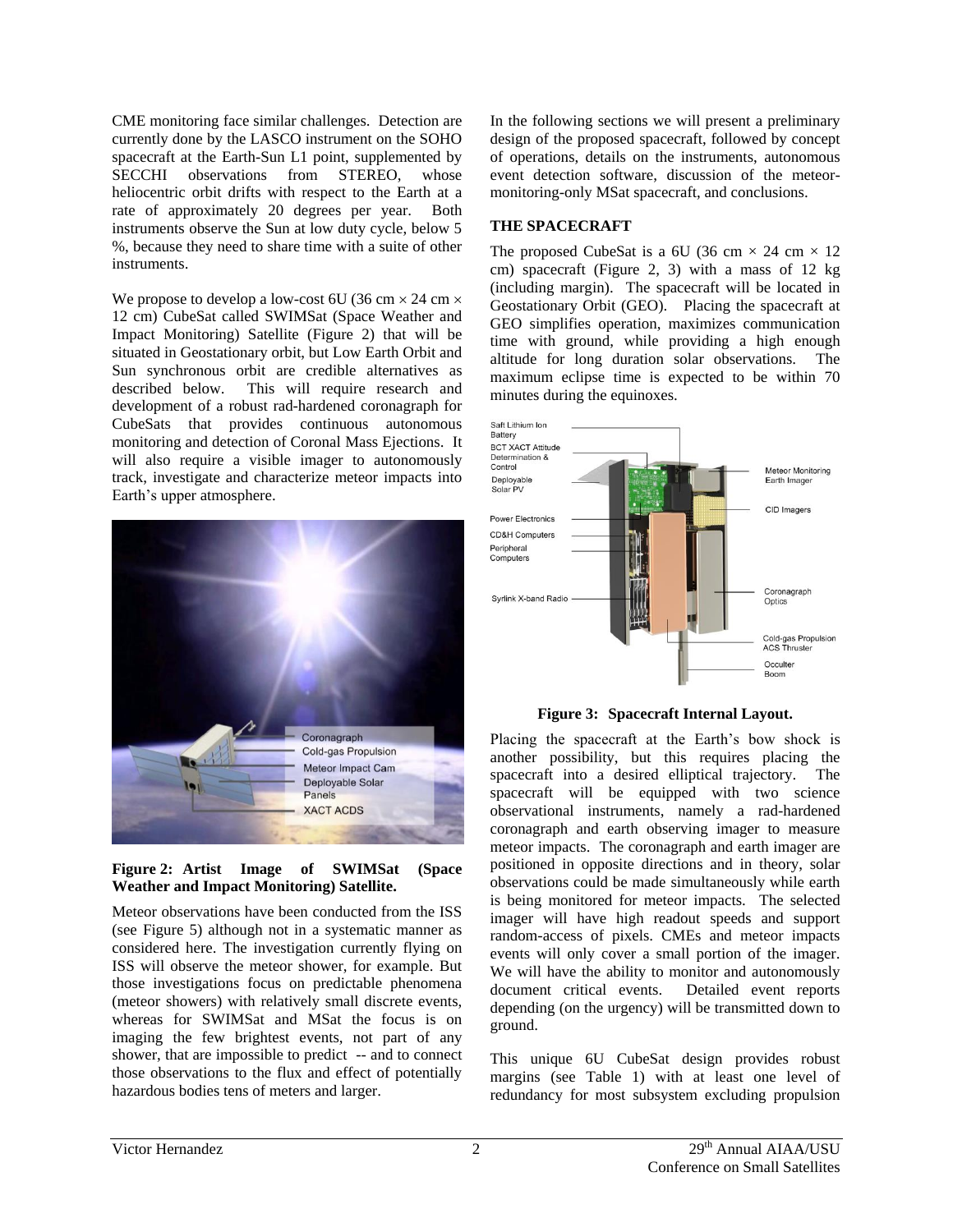CME monitoring face similar challenges. Detection are currently done by the LASCO instrument on the SOHO spacecraft at the Earth-Sun L1 point, supplemented by SECCHI observations from STEREO, whose heliocentric orbit drifts with respect to the Earth at a rate of approximately 20 degrees per year. Both instruments observe the Sun at low duty cycle, below 5 %, because they need to share time with a suite of other instruments.

We propose to develop a low-cost 6U (36 cm × 24 cm × 12 cm) CubeSat called SWIMSat (Space Weather and Impact Monitoring) Satellite (Figure 2) that will be situated in Geostationary orbit, but Low Earth Orbit and Sun synchronous orbit are credible alternatives as described below. This will require research and development of a robust rad-hardened coronagraph for CubeSats that provides continuous autonomous monitoring and detection of Coronal Mass Ejections. It will also require a visible imager to autonomously track, investigate and characterize meteor impacts into Earth's upper atmosphere.

**Figure 2: Artist Image of SWIMSat (Space Weather and Impact Monitoring) Satellite.**

Meteor observations have been conducted from the ISS (see Figure 5) although not in a systematic manner as considered here. The investigation currently flying on ISS will observe the meteor shower, for example. But those investigations focus on predictable phenomena (meteor showers) with relatively small discrete events, whereas for SWIMSat and MSat the focus is on imaging the few brightest events, not part of any shower, that are impossible to predict -- and to connect those observations to the flux and effect of potentially hazardous bodies tens of meters and larger.

In the following sections we will present a preliminary design of the proposed spacecraft, followed by concept of operations, details on the instruments, autonomous event detection software, discussion of the meteor-monitoring-only MSat spacecraft, and conclusions.

## THE SPACECRAFT

The proposed CubeSat is a 6U (36 cm × 24 cm × 12 cm) spacecraft (Figure 2, 3) with a mass of 12 kg (including margin). The spacecraft will be located in Geostationary Orbit (GEO). Placing the spacecraft at GEO simplifies operation, maximizes communication time with ground, while providing a high enough altitude for long duration solar observations. The maximum eclipse time is expected to be within 70 minutes during the equinoxes.

**Figure 3: Spacecraft Internal Layout.**

Placing the spacecraft at the Earth's bow shock is another possibility, but this requires placing the spacecraft into a desired elliptical trajectory. The spacecraft will be equipped with two science observational instruments, namely a rad-hardened coronagraph and earth observing imager to measure meteor impacts. The coronagraph and earth imager are positioned in opposite directions and in theory, solar observations could be made simultaneously while earth is being monitored for meteor impacts. The selected imager will have high readout speeds and support random-access of pixels. CMEs and meteor impacts events will only cover a small portion of the imager. We will have the ability to monitor and autonomously document critical events. Detailed event reports depending (on the urgency) will be transmitted down to ground.

This unique 6U CubeSat design provides robust margins (see Table 1) with at least one level of redundancy for most subsystem excluding propulsion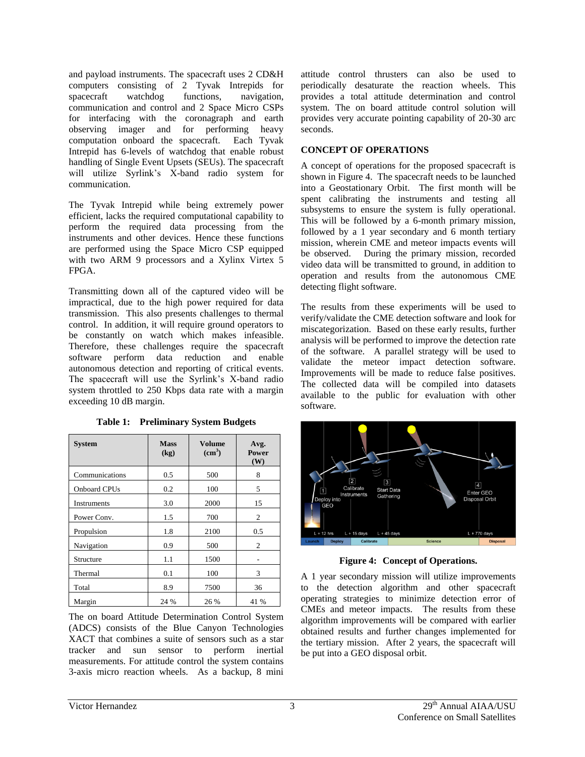and payload instruments. The spacecraft uses 2 CD&H computers consisting of 2 Tyvak Intrepids for spacecraft watchdog functions, navigation, communication and control and 2 Space Micro CSPs for interfacing with the coronagraph and earth observing imager and for performing heavy computation onboard the spacecraft. Each Tyvak Intrepid has 6-levels of watchdog that enable robust handling of Single Event Upsets (SEUs). The spacecraft will utilize Syrlink's X-band radio system for communication.

The Tyvak Intrepid while being extremely power efficient, lacks the required computational capability to perform the required data processing from the instruments and other devices. Hence these functions are performed using the Space Micro CSP equipped with two ARM 9 processors and a Xylinx Virtex 5 FPGA.

Transmitting down all of the captured video will be impractical, due to the high power required for data transmission. This also presents challenges to thermal control. In addition, it will require ground operators to be constantly on watch which makes infeasible. Therefore, these challenges require the spacecraft software perform data reduction and enable autonomous detection and reporting of critical events. The spacecraft will use the Syrlink's X-band radio system throttled to 250 Kbps data rate with a margin exceeding 10 dB margin.

**Table 1: Preliminary System Budgets**

| System | Mass (kg) | Volume ($cm^3$) | Avg. Power (W) |
|---|---|---|---|
| Communications | 0.5 | 500 | 8 |
| Onboard CPUs | 0.2 | 100 | 5 |
| Instruments | 3.0 | 2000 | 15 |
| Power Conv. | 1.5 | 700 | 2 |
| Propulsion | 1.8 | 2100 | 0.5 |
| Navigation | 0.9 | 500 | 2 |
| Structure | 1.1 | 1500 | - |
| Thermal | 0.1 | 100 | 3 |
| Total | 8.9 | 7500 | 36 |
| Margin | 24 % | 26 % | 41 % |

The on board Attitude Determination Control System (ADCS) consists of the Blue Canyon Technologies XACT that combines a suite of sensors such as a star tracker and sun sensor to perform inertial measurements. For attitude control the system contains 3-axis micro reaction wheels. As a backup, 8 mini attitude control thrusters can also be used to periodically desaturate the reaction wheels. This provides a total attitude determination and control system. The on board attitude control solution will provides very accurate pointing capability of 20-30 arc seconds.

## CONCEPT OF OPERATIONS

A concept of operations for the proposed spacecraft is shown in Figure 4. The spacecraft needs to be launched into a Geostationary Orbit. The first month will be spent calibrating the instruments and testing all subsystems to ensure the system is fully operational. This will be followed by a 6-month primary mission, followed by a 1 year secondary and 6 month tertiary mission, wherein CME and meteor impacts events will be observed. During the primary mission, recorded video data will be transmitted to ground, in addition to operation and results from the autonomous CME detecting flight software.

The results from these experiments will be used to verify/validate the CME detection software and look for miscategorization. Based on these early results, further analysis will be performed to improve the detection rate of the software. A parallel strategy will be used to validate the meteor impact detection software. Improvements will be made to reduce false positives. The collected data will be compiled into datasets available to the public for evaluation with other software.

**Figure 4: Concept of Operations.**

A 1 year secondary mission will utilize improvements to the detection algorithm and other spacecraft operating strategies to minimize detection error of CMEs and meteor impacts. The results from these algorithm improvements will be compared with earlier obtained results and further changes implemented for the tertiary mission. After 2 years, the spacecraft will be put into a GEO disposal orbit.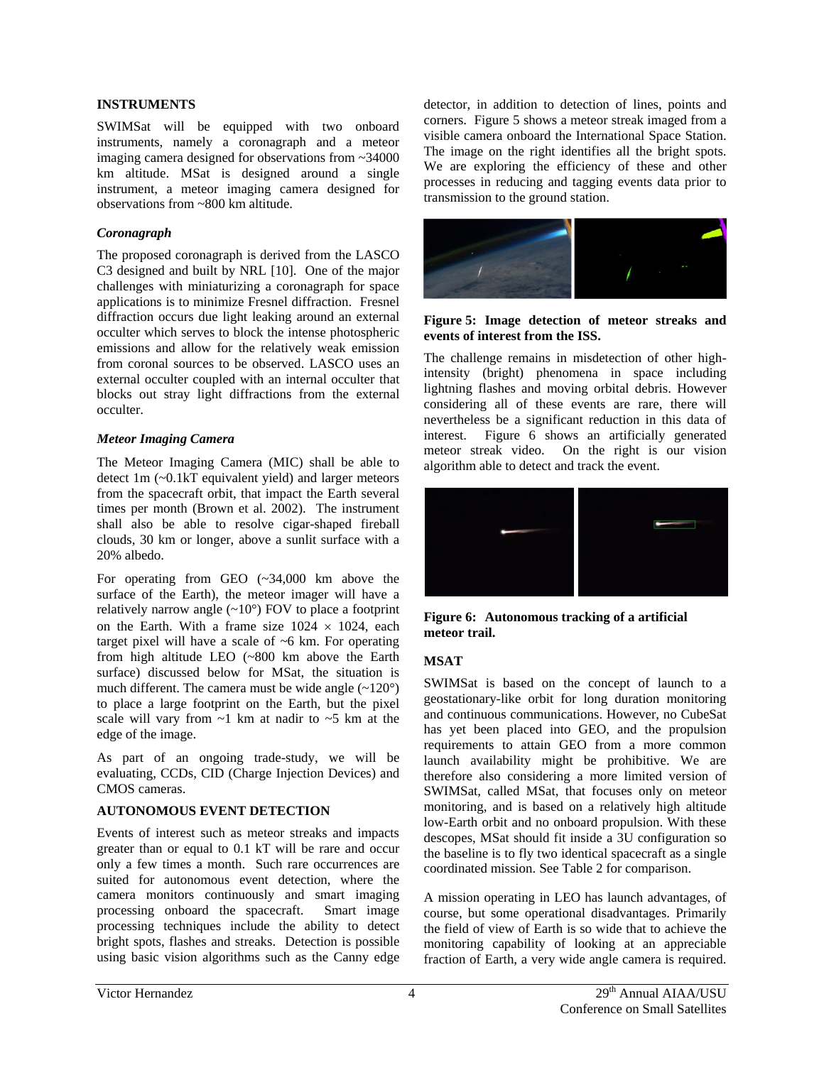## INSTRUMENTS

SWIMSat will be equipped with two onboard instruments, namely a coronagraph and a meteor imaging camera designed for observations from ~34000 km altitude. MSat is designed around a single instrument, a meteor imaging camera designed for observations from ~800 km altitude.

### *Coronagraph*

The proposed coronagraph is derived from the LASCO C3 designed and built by NRL [10]. One of the major challenges with miniaturizing a coronagraph for space applications is to minimize Fresnel diffraction. Fresnel diffraction occurs due light leaking around an external occulter which serves to block the intense photospheric emissions and allow for the relatively weak emission from coronal sources to be observed. LASCO uses an external occulter coupled with an internal occulter that blocks out stray light diffractions from the external occulter.

### *Meteor Imaging Camera*

The Meteor Imaging Camera (MIC) shall be able to detect 1m (~0.1kT equivalent yield) and larger meteors from the spacecraft orbit, that impact the Earth several times per month (Brown et al. 2002). The instrument shall also be able to resolve cigar-shaped fireball clouds, 30 km or longer, above a sunlit surface with a 20% albedo.

For operating from GEO (~34,000 km above the surface of the Earth), the meteor imager will have a relatively narrow angle (~10°) FOV to place a footprint on the Earth. With a frame size 1024 × 1024, each target pixel will have a scale of ~6 km. For operating from high altitude LEO (~800 km above the Earth surface) discussed below for MSat, the situation is much different. The camera must be wide angle (~120°) to place a large footprint on the Earth, but the pixel scale will vary from ~1 km at nadir to ~5 km at the edge of the image.

As part of an ongoing trade-study, we will be evaluating, CCDs, CID (Charge Injection Devices) and CMOS cameras.

## AUTONOMOUS EVENT DETECTION

Events of interest such as meteor streaks and impacts greater than or equal to 0.1 kT will be rare and occur only a few times a month. Such rare occurrences are suited for autonomous event detection, where the camera monitors continuously and smart imaging processing onboard the spacecraft. Smart image processing techniques include the ability to detect bright spots, flashes and streaks. Detection is possible using basic vision algorithms such as the Canny edge detector, in addition to detection of lines, points and corners. Figure 5 shows a meteor streak imaged from a visible camera onboard the International Space Station. The image on the right identifies all the bright spots. We are exploring the efficiency of these and other processes in reducing and tagging events data prior to transmission to the ground station.

**Figure 5: Image detection of meteor streaks and events of interest from the ISS.**

The challenge remains in misdetection of other high-intensity (bright) phenomena in space including lightning flashes and moving orbital debris. However considering all of these events are rare, there will nevertheless be a significant reduction in this data of interest. Figure 6 shows an artificially generated meteor streak video. On the right is our vision algorithm able to detect and track the event.

**Figure 6: Autonomous tracking of a artificial meteor trail.**

## MSAT

SWIMSat is based on the concept of launch to a geostationary-like orbit for long duration monitoring and continuous communications. However, no CubeSat has yet been placed into GEO, and the propulsion requirements to attain GEO from a more common launch availability might be prohibitive. We are therefore also considering a more limited version of SWIMSat, called MSat, that focuses only on meteor monitoring, and is based on a relatively high altitude low-Earth orbit and no onboard propulsion. With these descopes, MSat should fit inside a 3U configuration so the baseline is to fly two identical spacecraft as a single coordinated mission. See Table 2 for comparison.

A mission operating in LEO has launch advantages, of course, but some operational disadvantages. Primarily the field of view of Earth is so wide that to achieve the monitoring capability of looking at an appreciable fraction of Earth, a very wide angle camera is required.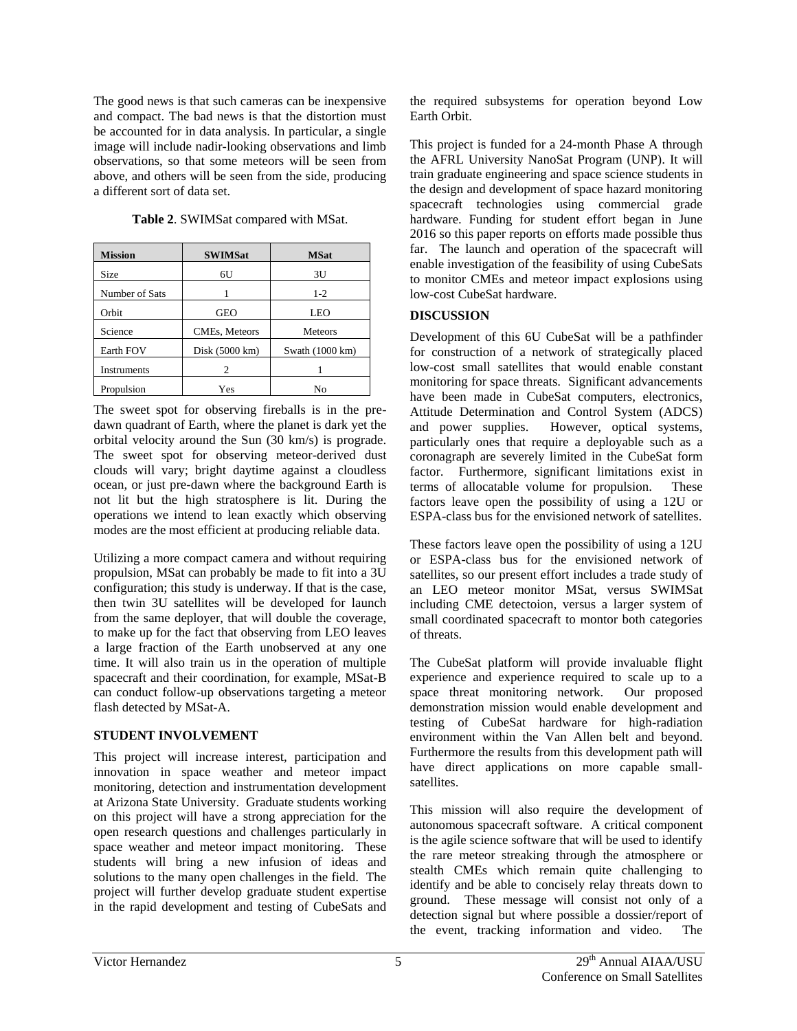The good news is that such cameras can be inexpensive and compact. The bad news is that the distortion must be accounted for in data analysis. In particular, a single image will include nadir-looking observations and limb observations, so that some meteors will be seen from above, and others will be seen from the side, producing a different sort of data set.

**Table 2**. SWIMSat compared with MSat.

| Mission | SWIMSat | MSat |
|---|---|---|
| Size | 6U | 3U |
| Number of Sats | 1 | 1-2 |
| Orbit | GEO | LEO |
| Science | CMEs, Meteors | Meteors |
| Earth FOV | Disk (5000 km) | Swath (1000 km) |
| Instruments | 2 | 1 |
| Propulsion | Yes | No |

The sweet spot for observing fireballs is in the pre-dawn quadrant of Earth, where the planet is dark yet the orbital velocity around the Sun (30 km/s) is prograde. The sweet spot for observing meteor-derived dust clouds will vary; bright daytime against a cloudless ocean, or just pre-dawn where the background Earth is not lit but the high stratosphere is lit. During the operations we intend to lean exactly which observing modes are the most efficient at producing reliable data.

Utilizing a more compact camera and without requiring propulsion, MSat can probably be made to fit into a 3U configuration; this study is underway. If that is the case, then twin 3U satellites will be developed for launch from the same deployer, that will double the coverage, to make up for the fact that observing from LEO leaves a large fraction of the Earth unobserved at any one time. It will also train us in the operation of multiple spacecraft and their coordination, for example, MSat-B can conduct follow-up observations targeting a meteor flash detected by MSat-A.

## STUDENT INVOLVEMENT

This project will increase interest, participation and innovation in space weather and meteor impact monitoring, detection and instrumentation development at Arizona State University. Graduate students working on this project will have a strong appreciation for the open research questions and challenges particularly in space weather and meteor impact monitoring. These students will bring a new infusion of ideas and solutions to the many open challenges in the field. The project will further develop graduate student expertise in the rapid development and testing of CubeSats and the required subsystems for operation beyond Low Earth Orbit.

This project is funded for a 24-month Phase A through the AFRL University NanoSat Program (UNP). It will train graduate engineering and space science students in the design and development of space hazard monitoring spacecraft technologies using commercial grade hardware. Funding for student effort began in June 2016 so this paper reports on efforts made possible thus far. The launch and operation of the spacecraft will enable investigation of the feasibility of using CubeSats to monitor CMEs and meteor impact explosions using low-cost CubeSat hardware.

## DISCUSSION

Development of this 6U CubeSat will be a pathfinder for construction of a network of strategically placed low-cost small satellites that would enable constant monitoring for space threats. Significant advancements have been made in CubeSat computers, electronics, Attitude Determination and Control System (ADCS) and power supplies. However, optical systems, particularly ones that require a deployable such as a coronagraph are severely limited in the CubeSat form factor. Furthermore, significant limitations exist in terms of allocatable volume for propulsion. These factors leave open the possibility of using a 12U or ESPA-class bus for the envisioned network of satellites.

These factors leave open the possibility of using a 12U or ESPA-class bus for the envisioned network of satellites, so our present effort includes a trade study of an LEO meteor monitor MSat, versus SWIMSat including CME detectoion, versus a larger system of small coordinated spacecraft to montor both categories of threats.

The CubeSat platform will provide invaluable flight experience and experience required to scale up to a space threat monitoring network. Our proposed demonstration mission would enable development and testing of CubeSat hardware for high-radiation environment within the Van Allen belt and beyond. Furthermore the results from this development path will have direct applications on more capable small-satellites.

This mission will also require the development of autonomous spacecraft software. A critical component is the agile science software that will be used to identify the rare meteor streaking through the atmosphere or stealth CMEs which remain quite challenging to identify and be able to concisely relay threats down to ground. These message will consist not only of a detection signal but where possible a dossier/report of the event, tracking information and video. The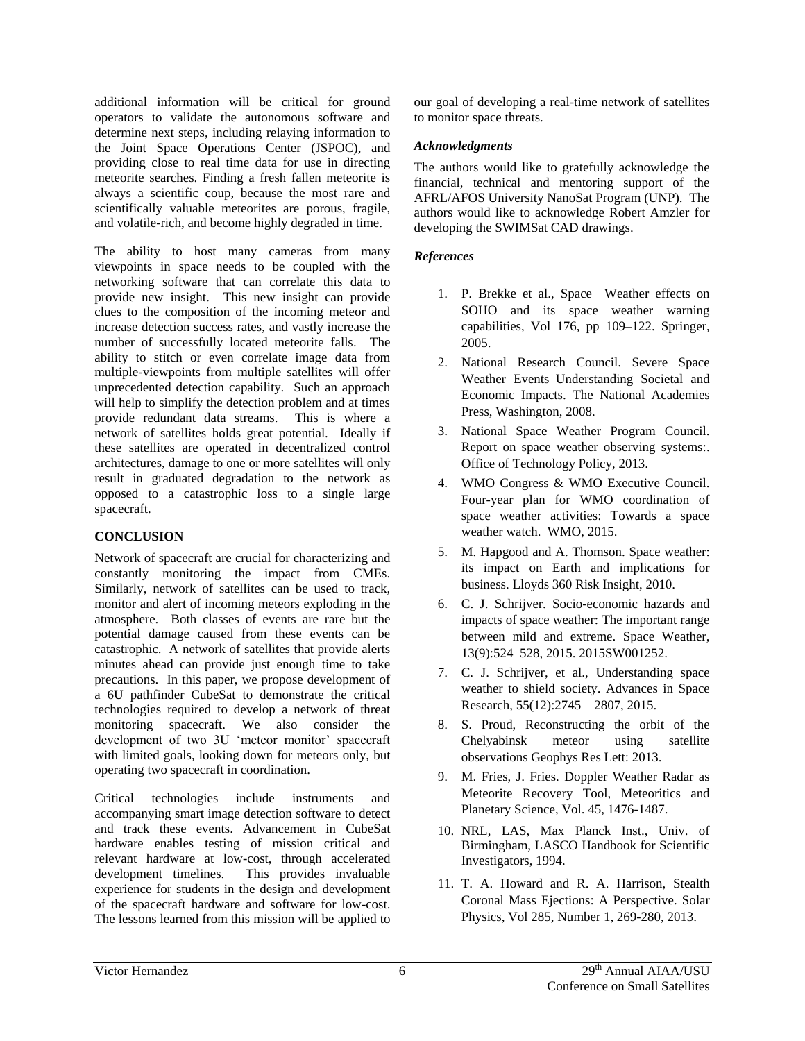additional information will be critical for ground operators to validate the autonomous software and determine next steps, including relaying information to the Joint Space Operations Center (JSPOC), and providing close to real time data for use in directing meteorite searches. Finding a fresh fallen meteorite is always a scientific coup, because the most rare and scientifically valuable meteorites are porous, fragile, and volatile-rich, and become highly degraded in time.

The ability to host many cameras from many viewpoints in space needs to be coupled with the networking software that can correlate this data to provide new insight. This new insight can provide clues to the composition of the incoming meteor and increase detection success rates, and vastly increase the number of successfully located meteorite falls. The ability to stitch or even correlate image data from multiple-viewpoints from multiple satellites will offer unprecedented detection capability. Such an approach will help to simplify the detection problem and at times provide redundant data streams. This is where a network of satellites holds great potential. Ideally if these satellites are operated in decentralized control architectures, damage to one or more satellites will only result in graduated degradation to the network as opposed to a catastrophic loss to a single large spacecraft.

## CONCLUSION

Network of spacecraft are crucial for characterizing and constantly monitoring the impact from CMEs. Similarly, network of satellites can be used to track, monitor and alert of incoming meteors exploding in the atmosphere. Both classes of events are rare but the potential damage caused from these events can be catastrophic. A network of satellites that provide alerts minutes ahead can provide just enough time to take precautions. In this paper, we propose development of a 6U pathfinder CubeSat to demonstrate the critical technologies required to develop a network of threat monitoring spacecraft. We also consider the development of two 3U 'meteor monitor' spacecraft with limited goals, looking down for meteors only, but operating two spacecraft in coordination.

Critical technologies include instruments and accompanying smart image detection software to detect and track these events. Advancement in CubeSat hardware enables testing of mission critical and relevant hardware at low-cost, through accelerated development timelines. This provides invaluable experience for students in the design and development of the spacecraft hardware and software for low-cost. The lessons learned from this mission will be applied to our goal of developing a real-time network of satellites to monitor space threats.

### *Acknowledgments*

The authors would like to gratefully acknowledge the financial, technical and mentoring support of the AFRL/AFOS University NanoSat Program (UNP). The authors would like to acknowledge Robert Amzler for developing the SWIMSat CAD drawings.

### *References*

1. P. Brekke et al., Space Weather effects on SOHO and its space weather warning capabilities, Vol 176, pp 109–122. Springer, 2005.
2. National Research Council. Severe Space Weather Events–Understanding Societal and Economic Impacts. The National Academies Press, Washington, 2008.
3. National Space Weather Program Council. Report on space weather observing systems:. Office of Technology Policy, 2013.
4. WMO Congress & WMO Executive Council. Four-year plan for WMO coordination of space weather activities: Towards a space weather watch. WMO, 2015.
5. M. Hapgood and A. Thomson. Space weather: its impact on Earth and implications for business. Lloyds 360 Risk Insight, 2010.
6. C. J. Schrijver. Socio-economic hazards and impacts of space weather: The important range between mild and extreme. Space Weather, 13(9):524–528, 2015. 2015SW001252.
7. C. J. Schrijver, et al., Understanding space weather to shield society. Advances in Space Research, 55(12):2745 – 2807, 2015.
8. S. Proud, Reconstructing the orbit of the Chelyabinsk meteor using satellite observations Geophys Res Lett: 2013.
9. M. Fries, J. Fries. Doppler Weather Radar as Meteorite Recovery Tool, Meteoritics and Planetary Science, Vol. 45, 1476-1487.
10. NRL, LAS, Max Planck Inst., Univ. of Birmingham, LASCO Handbook for Scientific Investigators, 1994.
11. T. A. Howard and R. A. Harrison, Stealth Coronal Mass Ejections: A Perspective. Solar Physics, Vol 285, Number 1, 269-280, 2013.